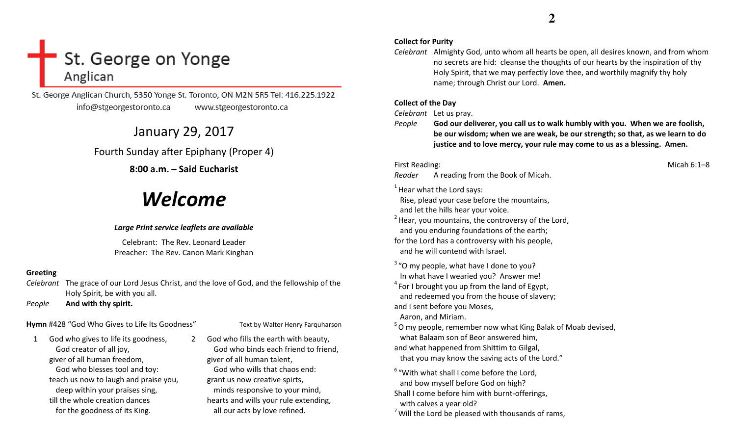# St. George on Yonge
Anglican

St. George Anglican Church, 5350 Yonge St. Toronto, ON M2N 5R5 Tel: 416.225.1922
info@stgeorgestoronto.ca www.stgeorgestoronto.ca

## January 29, 2017

Fourth Sunday after Epiphany (Proper 4)

**8:00 a.m. – Said Eucharist**

# *Welcome*

***Large Print service leaflets are available***

Celebrant: The Rev. Leonard Leader
Preacher: The Rev. Canon Mark Kinghan

**Greeting**

*Celebrant* The grace of our Lord Jesus Christ, and the love of God, and the fellowship of the Holy Spirit, be with you all.
*People* **And with thy spirit.**

**Hymn** #428 "God Who Gives to Life Its Goodness" Text by Walter Henry Farquharson

1 God who gives to life its goodness,
  God creator of all joy,
giver of all human freedom,
  God who blesses tool and toy:
teach us now to laugh and praise you,
  deep within your praises sing,
till the whole creation dances
  for the goodness of its King.

2 God who fills the earth with beauty,
  God who binds each friend to friend,
giver of all human talent,
  God who wills that chaos end:
grant us now creative spirts,
  minds responsive to your mind,
hearts and wills your rule extending,
  all our acts by love refined.

**Collect for Purity**

*Celebrant* Almighty God, unto whom all hearts be open, all desires known, and from whom no secrets are hid: cleanse the thoughts of our hearts by the inspiration of thy Holy Spirit, that we may perfectly love thee, and worthily magnify thy holy name; through Christ our Lord. **Amen.**

**Collect of the Day**

*Celebrant* Let us pray.
*People* **God our deliverer, you call us to walk humbly with you. When we are foolish, be our wisdom; when we are weak, be our strength; so that, as we learn to do justice and to love mercy, your rule may come to us as a blessing. Amen.**

First Reading: Micah 6:1–8
*Reader* A reading from the Book of Micah.

[1] Hear what the Lord says:
  Rise, plead your case before the mountains,
  and let the hills hear your voice.
[2] Hear, you mountains, the controversy of the Lord,
  and you enduring foundations of the earth;
for the Lord has a controversy with his people,
  and he will contend with Israel.

[3] "O my people, what have I done to you?
  In what have I wearied you? Answer me!
[4] For I brought you up from the land of Egypt,
  and redeemed you from the house of slavery;
and I sent before you Moses,
  Aaron, and Miriam.
[5] O my people, remember now what King Balak of Moab devised,
  what Balaam son of Beor answered him,
and what happened from Shittim to Gilgal,
  that you may know the saving acts of the Lord."

[6] "With what shall I come before the Lord,
  and bow myself before God on high?
Shall I come before him with burnt-offerings,
  with calves a year old?
[7] Will the Lord be pleased with thousands of rams,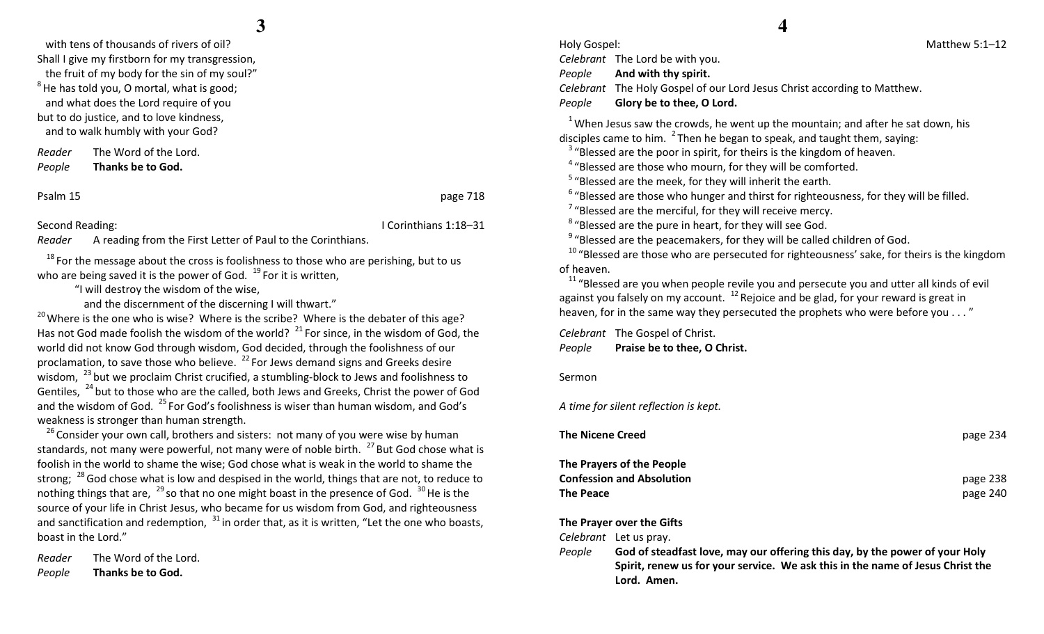with tens of thousands of rivers of oil?
Shall I give my firstborn for my transgression,
the fruit of my body for the sin of my soul?"
[8] He has told you, O mortal, what is good;
and what does the Lord require of you
but to do justice, and to love kindness,
and to walk humbly with your God?

*Reader* The Word of the Lord.
*People* **Thanks be to God.**

Psalm 15 page 718

Second Reading: I Corinthians 1:18–31
*Reader* A reading from the First Letter of Paul to the Corinthians.

[18] For the message about the cross is foolishness to those who are perishing, but to us who are being saved it is the power of God. [19] For it is written,
"I will destroy the wisdom of the wise,
and the discernment of the discerning I will thwart."
[20] Where is the one who is wise? Where is the scribe? Where is the debater of this age? Has not God made foolish the wisdom of the world? [21] For since, in the wisdom of God, the world did not know God through wisdom, God decided, through the foolishness of our proclamation, to save those who believe. [22] For Jews demand signs and Greeks desire wisdom, [23] but we proclaim Christ crucified, a stumbling-block to Jews and foolishness to Gentiles, [24] but to those who are the called, both Jews and Greeks, Christ the power of God and the wisdom of God. [25] For God's foolishness is wiser than human wisdom, and God's weakness is stronger than human strength.
[26] Consider your own call, brothers and sisters: not many of you were wise by human standards, not many were powerful, not many were of noble birth. [27] But God chose what is foolish in the world to shame the wise; God chose what is weak in the world to shame the strong; [28] God chose what is low and despised in the world, things that are not, to reduce to nothing things that are, [29] so that no one might boast in the presence of God. [30] He is the source of your life in Christ Jesus, who became for us wisdom from God, and righteousness and sanctification and redemption, [31] in order that, as it is written, "Let the one who boasts, boast in the Lord."

*Reader* The Word of the Lord.
*People* **Thanks be to God.**

Holy Gospel: Matthew 5:1–12
*Celebrant* The Lord be with you.
*People* **And with thy spirit.**
*Celebrant* The Holy Gospel of our Lord Jesus Christ according to Matthew.
*People* **Glory be to thee, O Lord.**

[1] When Jesus saw the crowds, he went up the mountain; and after he sat down, his disciples came to him. [2] Then he began to speak, and taught them, saying:
[3] "Blessed are the poor in spirit, for theirs is the kingdom of heaven.
[4] "Blessed are those who mourn, for they will be comforted.
[5] "Blessed are the meek, for they will inherit the earth.
[6] "Blessed are those who hunger and thirst for righteousness, for they will be filled.
[7] "Blessed are the merciful, for they will receive mercy.
[8] "Blessed are the pure in heart, for they will see God.
[9] "Blessed are the peacemakers, for they will be called children of God.
[10] "Blessed are those who are persecuted for righteousness' sake, for theirs is the kingdom of heaven.
[11] "Blessed are you when people revile you and persecute you and utter all kinds of evil against you falsely on my account. [12] Rejoice and be glad, for your reward is great in heaven, for in the same way they persecuted the prophets who were before you . . . "

*Celebrant* The Gospel of Christ.
*People* **Praise be to thee, O Christ.**

Sermon

*A time for silent reflection is kept.*

**The Nicene Creed** page 234

**The Prayers of the People**
**Confession and Absolution** page 238
**The Peace** page 240

**The Prayer over the Gifts**
*Celebrant* Let us pray.
*People* **God of steadfast love, may our offering this day, by the power of your Holy Spirit, renew us for your service. We ask this in the name of Jesus Christ the Lord. Amen.**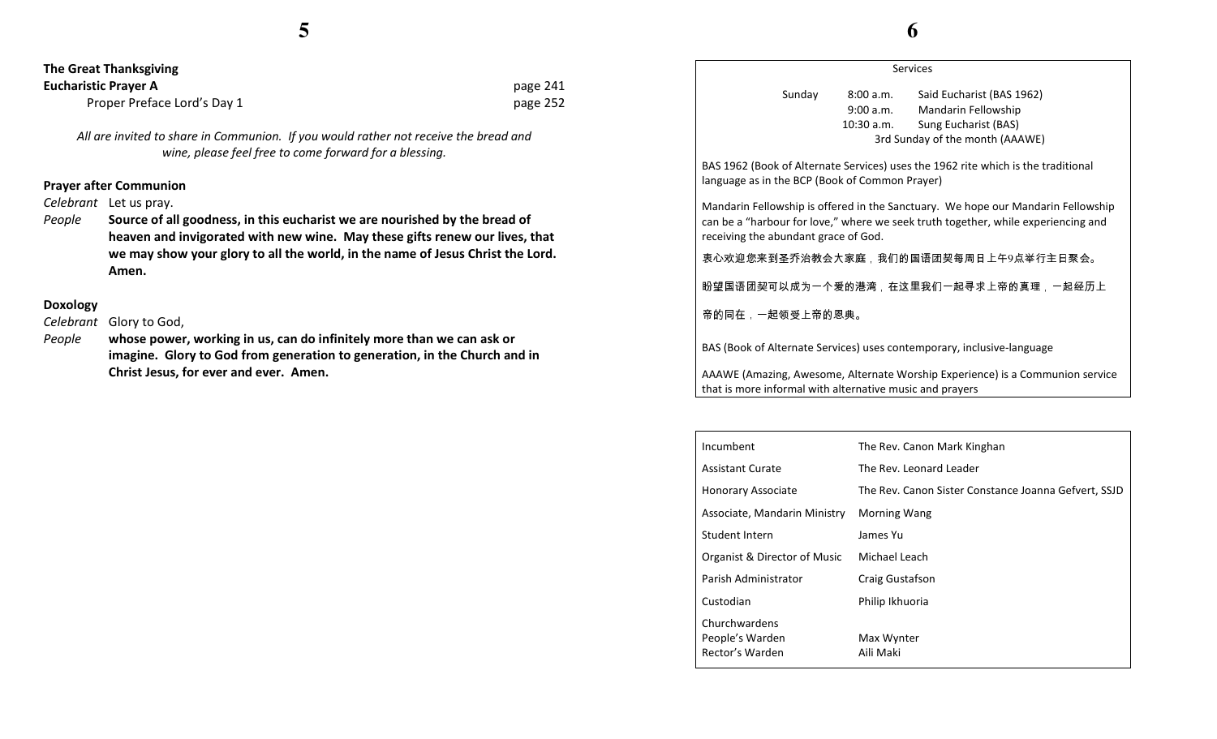## The Great Thanksgiving

**Eucharistic Prayer A** page 241

Proper Preface Lord's Day 1 page 252

*All are invited to share in Communion. If you would rather not receive the bread and wine, please feel free to come forward for a blessing.*

### Prayer after Communion

*Celebrant* Let us pray.

*People* **Source of all goodness, in this eucharist we are nourished by the bread of heaven and invigorated with new wine. May these gifts renew our lives, that we may show your glory to all the world, in the name of Jesus Christ the Lord. Amen.**

### Doxology

*Celebrant* Glory to God,

*People* **whose power, working in us, can do infinitely more than we can ask or imagine. Glory to God from generation to generation, in the Church and in Christ Jesus, for ever and ever. Amen.**

### Services

| | | |
|---|---|---|
| Sunday | 8:00 a.m. | Said Eucharist (BAS 1962) |
| | 9:00 a.m. | Mandarin Fellowship |
| | 10:30 a.m. | Sung Eucharist (BAS) |
| | | 3rd Sunday of the month (AAAWE) |

BAS 1962 (Book of Alternate Services) uses the 1962 rite which is the traditional language as in the BCP (Book of Common Prayer)

Mandarin Fellowship is offered in the Sanctuary. We hope our Mandarin Fellowship can be a "harbour for love," where we seek truth together, while experiencing and receiving the abundant grace of God.

衷心欢迎您来到圣乔治教会大家庭，我们的国语团契每周日上午9点举行主日聚会。

盼望国语团契可以成为一个爱的港湾，在这里我们一起寻求上帝的真理，一起经历上帝的同在，一起领受上帝的恩典。

BAS (Book of Alternate Services) uses contemporary, inclusive-language

AAAWE (Amazing, Awesome, Alternate Worship Experience) is a Communion service that is more informal with alternative music and prayers

| | |
|---|---|
| Incumbent | The Rev. Canon Mark Kinghan |
| Assistant Curate | The Rev. Leonard Leader |
| Honorary Associate | The Rev. Canon Sister Constance Joanna Gefvert, SSJD |
| Associate, Mandarin Ministry | Morning Wang |
| Student Intern | James Yu |
| Organist & Director of Music | Michael Leach |
| Parish Administrator | Craig Gustafson |
| Custodian | Philip Ikhuoria |
| Churchwardens | |
| People's Warden | Max Wynter |
| Rector's Warden | Aili Maki |